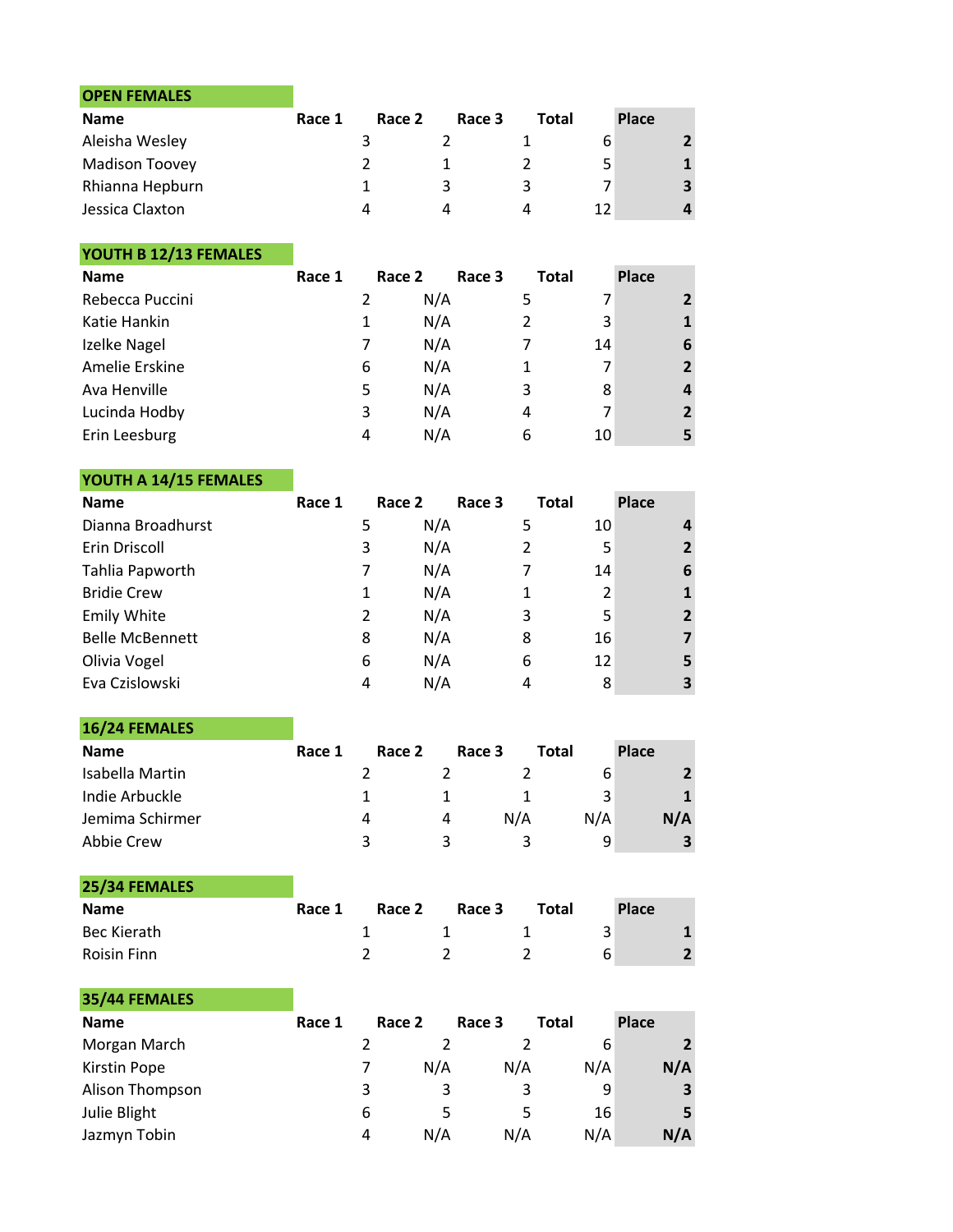## OPEN FEMALES

| Name | Race 1 | Race 2 | Race 3 | Total | Place |
|---|---|---|---|---|---|
| Aleisha Wesley | 3 | 2 | 1 | 6 | **2** |
| Madison Toovey | 2 | 1 | 2 | 5 | **1** |
| Rhianna Hepburn | 1 | 3 | 3 | 7 | **3** |
| Jessica Claxton | 4 | 4 | 4 | 12 | **4** |

## YOUTH B 12/13 FEMALES

| Name | Race 1 | Race 2 | Race 3 | Total | Place |
|---|---|---|---|---|---|
| Rebecca Puccini | 2 | N/A | 5 | 7 | **2** |
| Katie Hankin | 1 | N/A | 2 | 3 | **1** |
| Izelke Nagel | 7 | N/A | 7 | 14 | **6** |
| Amelie Erskine | 6 | N/A | 1 | 7 | **2** |
| Ava Henville | 5 | N/A | 3 | 8 | **4** |
| Lucinda Hodby | 3 | N/A | 4 | 7 | **2** |
| Erin Leesburg | 4 | N/A | 6 | 10 | **5** |

## YOUTH A 14/15 FEMALES

| Name | Race 1 | Race 2 | Race 3 | Total | Place |
|---|---|---|---|---|---|
| Dianna Broadhurst | 5 | N/A | 5 | 10 | **4** |
| Erin Driscoll | 3 | N/A | 2 | 5 | **2** |
| Tahlia Papworth | 7 | N/A | 7 | 14 | **6** |
| Bridie Crew | 1 | N/A | 1 | 2 | **1** |
| Emily White | 2 | N/A | 3 | 5 | **2** |
| Belle McBennett | 8 | N/A | 8 | 16 | **7** |
| Olivia Vogel | 6 | N/A | 6 | 12 | **5** |
| Eva Czislowski | 4 | N/A | 4 | 8 | **3** |

## 16/24 FEMALES

| Name | Race 1 | Race 2 | Race 3 | Total | Place |
|---|---|---|---|---|---|
| Isabella Martin | 2 | 2 | 2 | 6 | **2** |
| Indie Arbuckle | 1 | 1 | 1 | 3 | **1** |
| Jemima Schirmer | 4 | 4 | N/A | N/A | **N/A** |
| Abbie Crew | 3 | 3 | 3 | 9 | **3** |

## 25/34 FEMALES

| Name | Race 1 | Race 2 | Race 3 | Total | Place |
|---|---|---|---|---|---|
| Bec Kierath | 1 | 1 | 1 | 3 | **1** |
| Roisin Finn | 2 | 2 | 2 | 6 | **2** |

## 35/44 FEMALES

| Name | Race 1 | Race 2 | Race 3 | Total | Place |
|---|---|---|---|---|---|
| Morgan March | 2 | 2 | 2 | 6 | **2** |
| Kirstin Pope | 7 | N/A | N/A | N/A | **N/A** |
| Alison Thompson | 3 | 3 | 3 | 9 | **3** |
| Julie Blight | 6 | 5 | 5 | 16 | **5** |
| Jazmyn Tobin | 4 | N/A | N/A | N/A | **N/A** |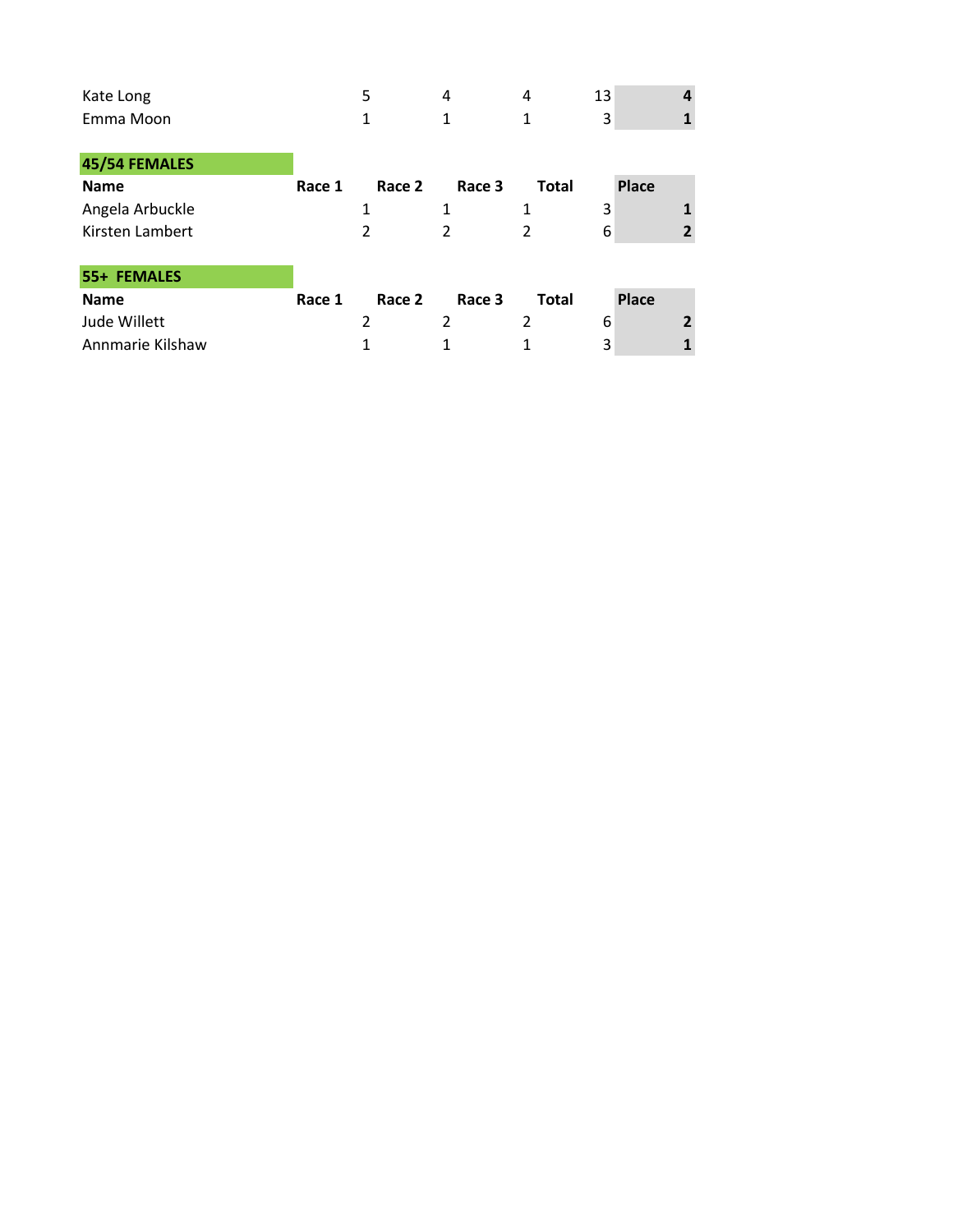| | | | | | |
|---|---|---|---|---|---|
| Kate Long | 5 | 4 | 4 | 13 | **4** |
| Emma Moon | 1 | 1 | 1 | 3 | **1** |

**45/54 FEMALES**

| Name | Race 1 | Race 2 | Race 3 | Total | Place |
|---|---|---|---|---|---|
| Angela Arbuckle | 1 | 1 | 1 | 3 | **1** |
| Kirsten Lambert | 2 | 2 | 2 | 6 | **2** |

**55+ FEMALES**

| Name | Race 1 | Race 2 | Race 3 | Total | Place |
|---|---|---|---|---|---|
| Jude Willett | 2 | 2 | 2 | 6 | **2** |
| Annmarie Kilshaw | 1 | 1 | 1 | 3 | **1** |